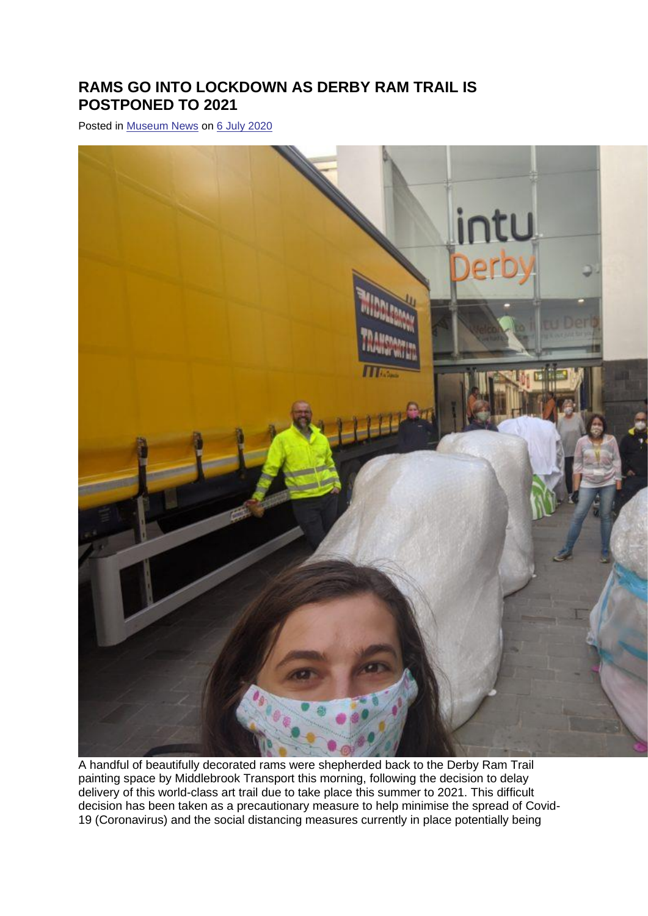# RAMS GO INTO LOCKDOWN AS DERBY RAM TRAIL IS POSTPONED TO 2021

Posted in Museum News on 6 July 2020

A handful of beautifully decorated rams were shepherded back to the Derby Ram Trail painting space by Middlebrook Transport this morning, following the decision to delay delivery of this world-class art trail due to take place this summer to 2021. This difficult decision has been taken as a precautionary measure to help minimise the spread of Covid-19 (Coronavirus) and the social distancing measures currently in place potentially being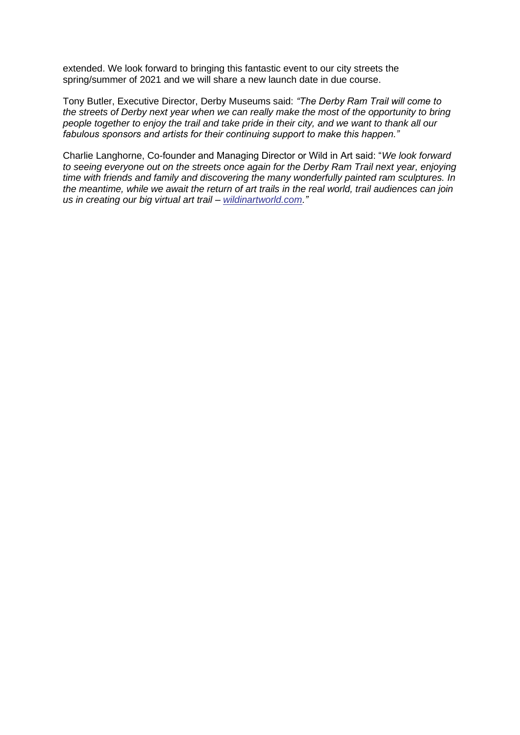extended. We look forward to bringing this fantastic event to our city streets the spring/summer of 2021 and we will share a new launch date in due course.

Tony Butler, Executive Director, Derby Museums said: *"The Derby Ram Trail will come to the streets of Derby next year when we can really make the most of the opportunity to bring people together to enjoy the trail and take pride in their city, and we want to thank all our fabulous sponsors and artists for their continuing support to make this happen."*

Charlie Langhorne, Co-founder and Managing Director or Wild in Art said: "*We look forward to seeing everyone out on the streets once again for the Derby Ram Trail next year, enjoying time with friends and family and discovering the many wonderfully painted ram sculptures. In the meantime, while we await the return of art trails in the real world, trail audiences can join us in creating our big virtual art trail – [wildinartworld.com](wildinartworld.com)."*